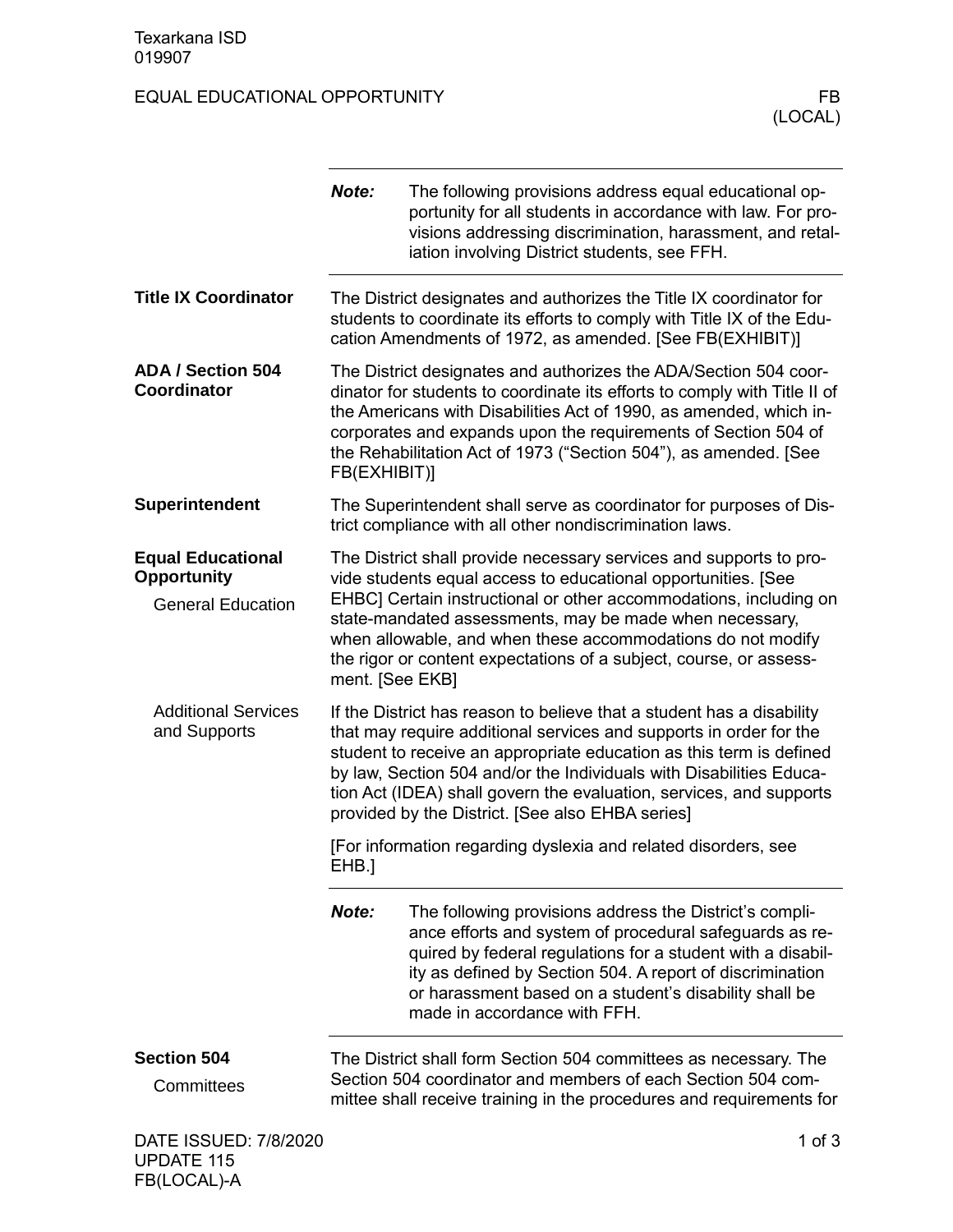Texarkana ISD
019907

EQUAL EDUCATIONAL OPPORTUNITY FB (LOCAL)

***Note:*** The following provisions address equal educational opportunity for all students in accordance with law. For provisions addressing discrimination, harassment, and retaliation involving District students, see FFH.

## Title IX Coordinator

The District designates and authorizes the Title IX coordinator for students to coordinate its efforts to comply with Title IX of the Education Amendments of 1972, as amended. [See FB(EXHIBIT)]

## ADA / Section 504 Coordinator

The District designates and authorizes the ADA/Section 504 coordinator for students to coordinate its efforts to comply with Title II of the Americans with Disabilities Act of 1990, as amended, which incorporates and expands upon the requirements of Section 504 of the Rehabilitation Act of 1973 ("Section 504"), as amended. [See FB(EXHIBIT)]

## Superintendent

The Superintendent shall serve as coordinator for purposes of District compliance with all other nondiscrimination laws.

## Equal Educational Opportunity

### General Education

The District shall provide necessary services and supports to provide students equal access to educational opportunities. [See EHBC] Certain instructional or other accommodations, including on state-mandated assessments, may be made when necessary, when allowable, and when these accommodations do not modify the rigor or content expectations of a subject, course, or assessment. [See EKB]

### Additional Services and Supports

If the District has reason to believe that a student has a disability that may require additional services and supports in order for the student to receive an appropriate education as this term is defined by law, Section 504 and/or the Individuals with Disabilities Education Act (IDEA) shall govern the evaluation, services, and supports provided by the District. [See also EHBA series]

[For information regarding dyslexia and related disorders, see EHB.]

***Note:*** The following provisions address the District's compliance efforts and system of procedural safeguards as required by federal regulations for a student with a disability as defined by Section 504. A report of discrimination or harassment based on a student's disability shall be made in accordance with FFH.

## Section 504

### Committees

The District shall form Section 504 committees as necessary. The Section 504 coordinator and members of each Section 504 committee shall receive training in the procedures and requirements for

DATE ISSUED: 7/8/2020
UPDATE 115
FB(LOCAL)-A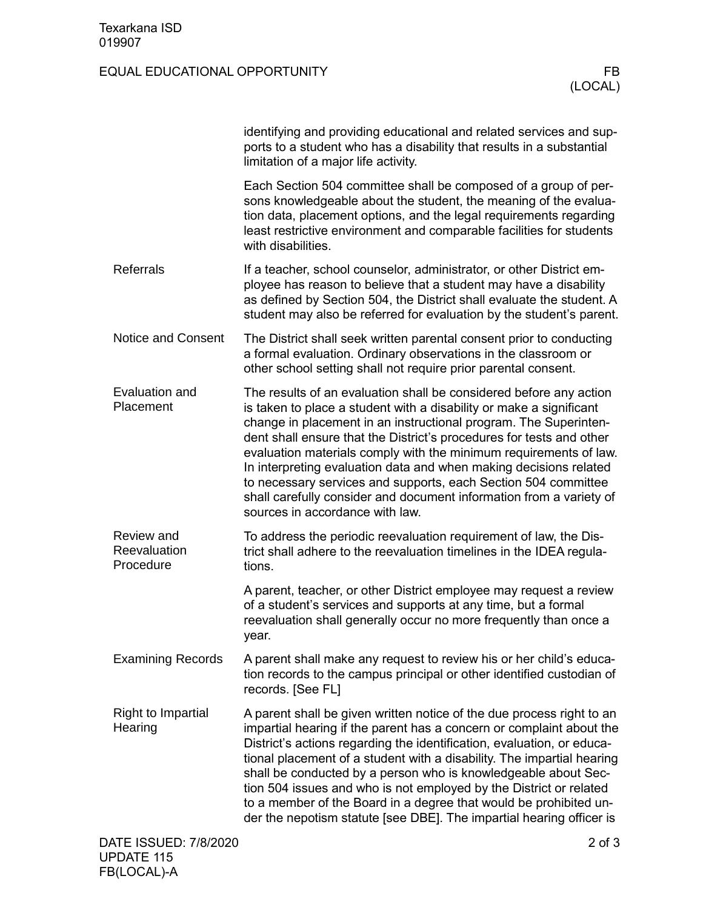identifying and providing educational and related services and supports to a student who has a disability that results in a substantial limitation of a major life activity.

Each Section 504 committee shall be composed of a group of persons knowledgeable about the student, the meaning of the evaluation data, placement options, and the legal requirements regarding least restrictive environment and comparable facilities for students with disabilities.

### Referrals

If a teacher, school counselor, administrator, or other District employee has reason to believe that a student may have a disability as defined by Section 504, the District shall evaluate the student. A student may also be referred for evaluation by the student's parent.

### Notice and Consent

The District shall seek written parental consent prior to conducting a formal evaluation. Ordinary observations in the classroom or other school setting shall not require prior parental consent.

### Evaluation and Placement

The results of an evaluation shall be considered before any action is taken to place a student with a disability or make a significant change in placement in an instructional program. The Superintendent shall ensure that the District's procedures for tests and other evaluation materials comply with the minimum requirements of law. In interpreting evaluation data and when making decisions related to necessary services and supports, each Section 504 committee shall carefully consider and document information from a variety of sources in accordance with law.

### Review and Reevaluation Procedure

To address the periodic reevaluation requirement of law, the District shall adhere to the reevaluation timelines in the IDEA regulations.

A parent, teacher, or other District employee may request a review of a student's services and supports at any time, but a formal reevaluation shall generally occur no more frequently than once a year.

### Examining Records

A parent shall make any request to review his or her child's education records to the campus principal or other identified custodian of records. [See FL]

### Right to Impartial Hearing

A parent shall be given written notice of the due process right to an impartial hearing if the parent has a concern or complaint about the District's actions regarding the identification, evaluation, or educational placement of a student with a disability. The impartial hearing shall be conducted by a person who is knowledgeable about Section 504 issues and who is not employed by the District or related to a member of the Board in a degree that would be prohibited under the nepotism statute [see DBE]. The impartial hearing officer is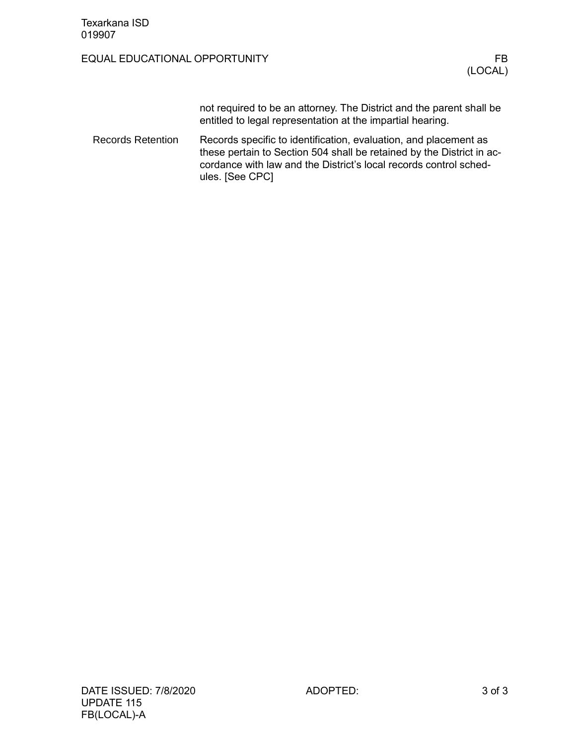not required to be an attorney. The District and the parent shall be entitled to legal representation at the impartial hearing.

## Records Retention

Records specific to identification, evaluation, and placement as these pertain to Section 504 shall be retained by the District in accordance with law and the District's local records control schedules. [See CPC]